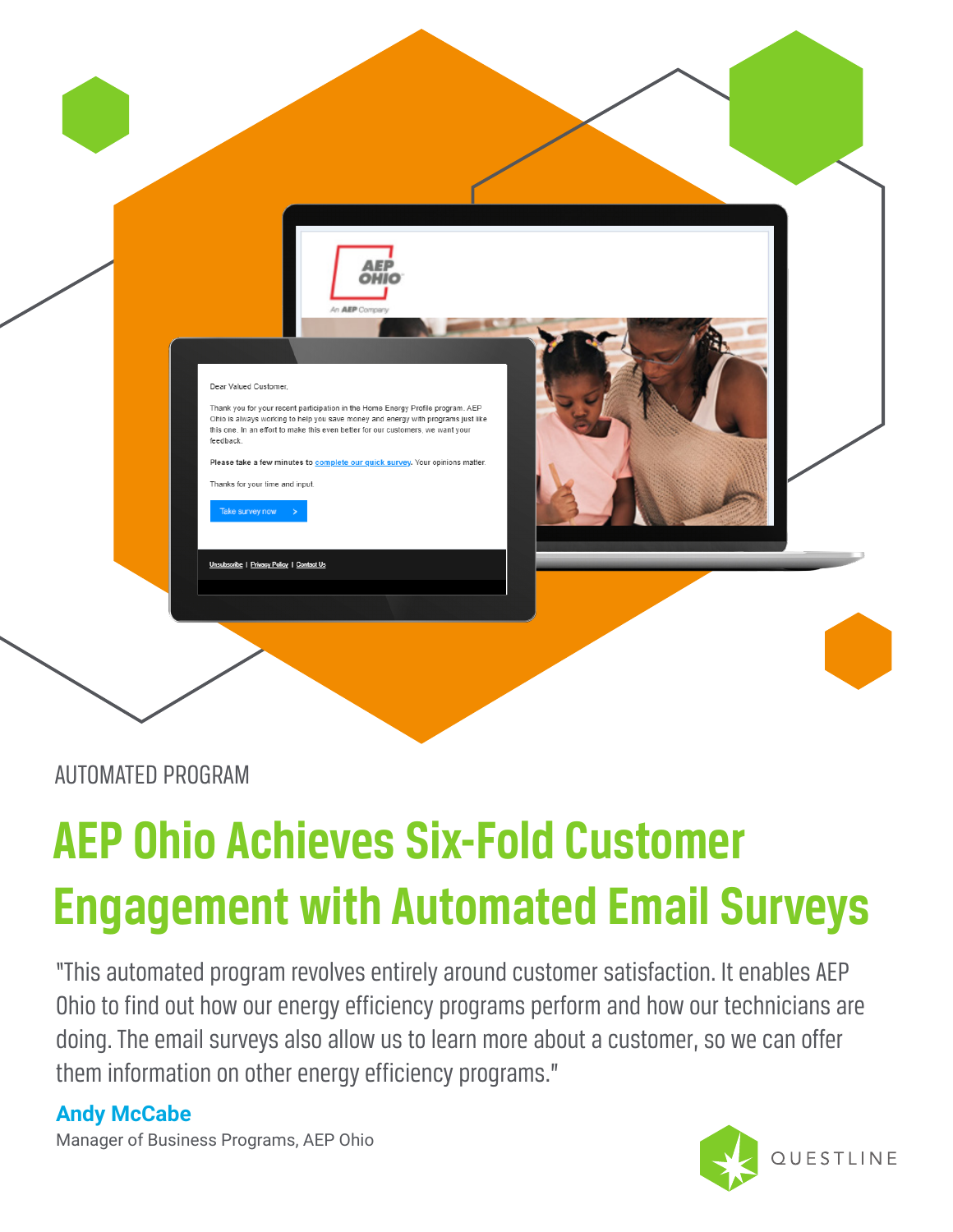AUTOMATED PROGRAM

# AEP Ohio Achieves Six-Fold Customer Engagement with Automated Email Surveys

"This automated program revolves entirely around customer satisfaction. It enables AEP Ohio to find out how our energy efficiency programs perform and how our technicians are doing. The email surveys also allow us to learn more about a customer, so we can offer them information on other energy efficiency programs."

**Andy McCabe**
Manager of Business Programs, AEP Ohio

QUESTLINE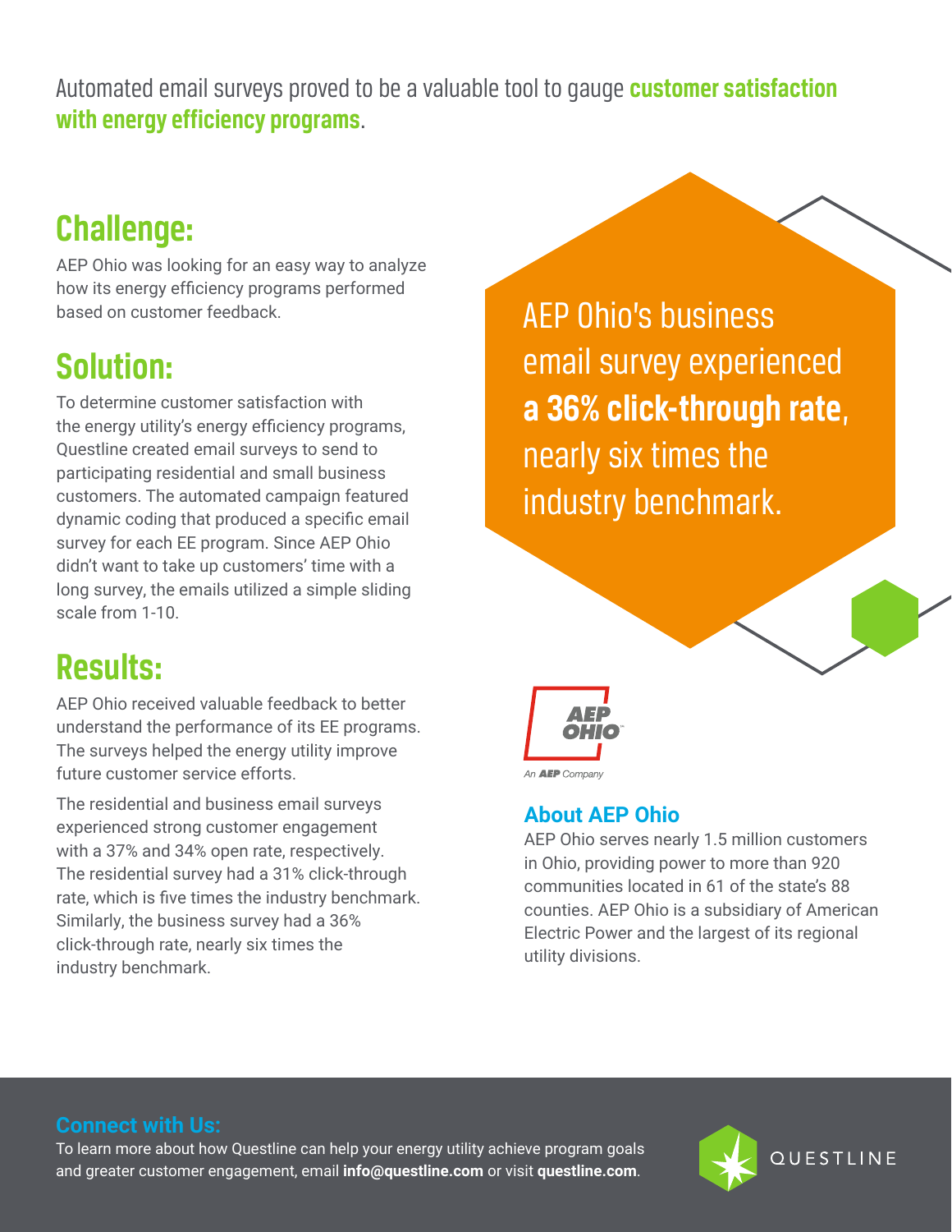Automated email surveys proved to be a valuable tool to gauge **customer satisfaction with energy efficiency programs**.

## Challenge:

AEP Ohio was looking for an easy way to analyze how its energy efficiency programs performed based on customer feedback.

## Solution:

To determine customer satisfaction with the energy utility's energy efficiency programs, Questline created email surveys to send to participating residential and small business customers. The automated campaign featured dynamic coding that produced a specific email survey for each EE program. Since AEP Ohio didn't want to take up customers' time with a long survey, the emails utilized a simple sliding scale from 1-10.

## Results:

AEP Ohio received valuable feedback to better understand the performance of its EE programs. The surveys helped the energy utility improve future customer service efforts.

The residential and business email surveys experienced strong customer engagement with a 37% and 34% open rate, respectively. The residential survey had a 31% click-through rate, which is five times the industry benchmark. Similarly, the business survey had a 36% click-through rate, nearly six times the industry benchmark.

AEP Ohio's business email survey experienced **a 36% click-through rate**, nearly six times the industry benchmark.

AEP OHIO

An AEP Company

### About AEP Ohio

AEP Ohio serves nearly 1.5 million customers in Ohio, providing power to more than 920 communities located in 61 of the state's 88 counties. AEP Ohio is a subsidiary of American Electric Power and the largest of its regional utility divisions.

### Connect with Us:

To learn more about how Questline can help your energy utility achieve program goals and greater customer engagement, email **info@questline.com** or visit **questline.com**.

QUESTLINE